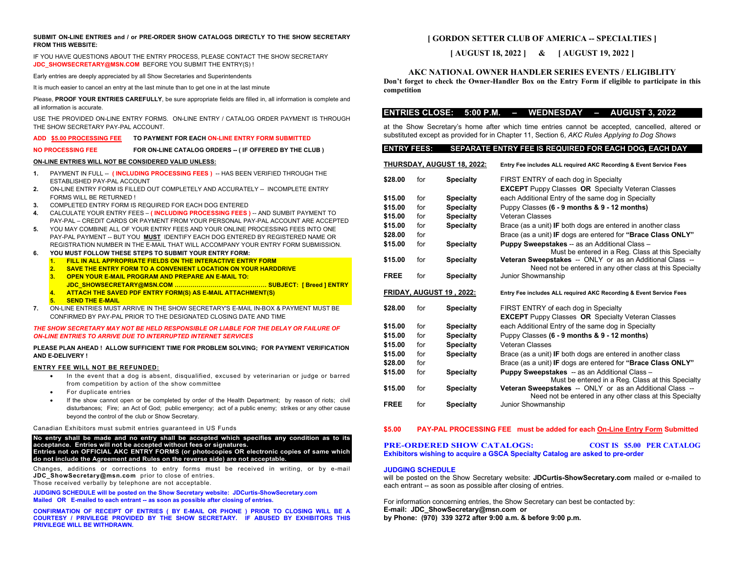**SUBMIT ON-LINE ENTRIES and / or PRE-ORDER SHOW CATALOGS DIRECTLY TO THE SHOW SECRETARY FROM THIS WEBSITE:**

IF YOU HAVE QUESTIONS ABOUT THE ENTRY PROCESS, PLEASE CONTACT THE SHOW SECRETARY **JDC_SHOWSECRETARY@MSN.COM** BEFORE YOU SUBMIT THE ENTRY(S) !

Early entries are deeply appreciated by all Show Secretaries and Superintendents

It is much easier to cancel an entry at the last minute than to get one in at the last minute

Please, **PROOF YOUR ENTRIES CAREFULLY**, be sure appropriate fields are filled in, all information is complete and all information is accurate.

USE THE PROVIDED ON-LINE ENTRY FORMS. ON-LINE ENTRY / CATALOG ORDER PAYMENT IS THROUGH THE SHOW SECRETARY PAY-PAL ACCOUNT.

**ADD $5.00 PROCESSING FEE TO PAYMENT FOR EACH ON-LINE ENTRY FORM SUBMITTED**

**NO PROCESSING FEE FOR ON-LINE CATALOG ORDERS -- ( IF OFFERED BY THE CLUB )**

**ON-LINE ENTRIES WILL NOT BE CONSIDERED VALID UNLESS:**

1. PAYMENT IN FULL -- **( INCLUDING PROCESSING FEES )** -- HAS BEEN VERIFIED THROUGH THE ESTABLISHED PAY-PAL ACCOUNT
2. ON-LINE ENTRY FORM IS FILLED OUT COMPLETELY AND ACCURATELY -- INCOMPLETE ENTRY FORMS WILL BE RETURNED !
3. COMPLETED ENTRY FORM IS REQUIRED FOR EACH DOG ENTERED
4. CALCULATE YOUR ENTRY FEES – **( INCLUDING PROCESSING FEES )** -- AND SUMBIT PAYMENT TO PAY-PAL – CREDIT CARDS OR PAYMENT FROM YOUR PERSONAL PAY-PAL ACCOUNT ARE ACCEPTED
5. YOU MAY COMBINE ALL OF YOUR ENTRY FEES AND YOUR ONLINE PROCESSING FEES INTO ONE PAY-PAL PAYMENT -- BUT YOU **MUST** IDENTIFY EACH DOG ENTERED BY REGISTERED NAME OR REGISTRATION NUMBER IN THE E-MAIL THAT WILL ACCOMPANY YOUR ENTRY FORM SUBMISSION.
6. **YOU MUST FOLLOW THESE STEPS TO SUBMIT YOUR ENTRY FORM:**
   1. **FILL IN ALL APPROPRIATE FIELDS ON THE INTERACTIVE ENTRY FORM**
   2. **SAVE THE ENTRY FORM TO A CONVENIENT LOCATION ON YOUR HARDDRIVE**
   3. **OPEN YOUR E-MAIL PROGRAM AND PREPARE AN E-MAIL TO: JDC_SHOWSECRETARY@MSN.COM ……………………………………… SUBJECT: [ Breed ] ENTRY**
   4. **ATTACH THE SAVED PDF ENTRY FORM(S) AS E-MAIL ATTACHMENT(S)**
   5. **SEND THE E-MAIL**
7. ON-LINE ENTRIES MUST ARRIVE IN THE SHOW SECRETARY'S E-MAIL IN-BOX & PAYMENT MUST BE CONFIRMED BY PAY-PAL PRIOR TO THE DESIGNATED CLOSING DATE AND TIME

***THE SHOW SECRETARY MAY NOT BE HELD RESPONSIBLE OR LIABLE FOR THE DELAY OR FAILURE OF ON-LINE ENTRIES TO ARRIVE DUE TO INTERRUPTED INTERNET SERVICES***

**PLEASE PLAN AHEAD ! ALLOW SUFFICIENT TIME FOR PROBLEM SOLVING; FOR PAYMENT VERIFICATION AND E-DELIVERY !**

**ENTRY FEE WILL NOT BE REFUNDED:**

- In the event that a dog is absent, disqualified, excused by veterinarian or judge or barred from competition by action of the show committee
- For duplicate entries
- If the show cannot open or be completed by order of the Health Department; by reason of riots; civil disturbances; Fire; an Act of God; public emergency; act of a public enemy; strikes or any other cause beyond the control of the club or Show Secretary.

Canadian Exhibitors must submit entries guaranteed in US Funds

**No entry shall be made and no entry shall be accepted which specifies any condition as to its acceptance. Entries will not be accepted without fees or signatures.**
**Entries not on OFFICIAL AKC ENTRY FORMS (or photocopies OR electronic copies of same which do not include the Agreement and Rules on the reverse side) are not acceptable.**

Changes, additions or corrections to entry forms must be received in writing, or by e-mail **JDC_ShowSecretary@msn.com** prior to close of entries.
Those received verbally by telephone are not acceptable.

**JUDGING SCHEDULE will be posted on the Show Secretary website: JDCurtis-ShowSecretary.com**
**Mailed OR E-mailed to each entrant -- as soon as possible after closing of entries.**

**CONFIRMATION OF RECEIPT OF ENTRIES ( BY E-MAIL OR PHONE ) PRIOR TO CLOSING WILL BE A COURTESY / PRIVILEGE PROVIDED BY THE SHOW SECRETARY. IF ABUSED BY EXHIBITORS THIS PRIVILEGE WILL BE WITHDRAWN.**

## [ GORDON SETTER CLUB OF AMERICA -- SPECIALTIES ]

### [ AUGUST 18, 2022 ] & [ AUGUST 19, 2022 ]

### AKC NATIONAL OWNER HANDLER SERIES EVENTS / ELIGIBLITY

**Don't forget to check the Owner-Handler Box on the Entry Form if eligible to participate in this competition**

**ENTRIES CLOSE: 5:00 P.M. – WEDNESDAY – AUGUST 3, 2022**

at the Show Secretary's home after which time entries cannot be accepted, cancelled, altered or substituted except as provided for in Chapter 11, Section 6, *AKC Rules Applying to Dog Shows*

**ENTRY FEES: SEPARATE ENTRY FEE IS REQUIRED FOR EACH DOG, EACH DAY**

**THURSDAY, AUGUST 18, 2022:** **Entry Fee includes ALL required AKC Recording & Event Service Fees**

| | | | |
|---|---|---|---|
| **$28.00** | for | **Specialty** | FIRST ENTRY of each dog in Specialty **EXCEPT** Puppy Classes **OR** Specialty Veteran Classes |
| **$15.00** | for | **Specialty** | each Additional Entry of the same dog in Specialty |
| **$15.00** | for | **Specialty** | Puppy Classes **(6 - 9 months & 9 - 12 months)** |
| **$15.00** | for | **Specialty** | Veteran Classes |
| **$15.00** | for | **Specialty** | Brace (as a unit) **IF** both dogs are entered in another class |
| **$28.00** | for | | Brace (as a unit) **IF** dogs are entered for **"Brace Class ONLY"** |
| **$15.00** | for | **Specialty** | **Puppy Sweepstakes** -- as an Additional Class – Must be entered in a Reg. Class at this Specialty |
| **$15.00** | for | **Specialty** | **Veteran Sweepstakes** -- ONLY or as an Additional Class -- Need not be entered in any other class at this Specialty |
| **FREE** | for | **Specialty** | Junior Showmanship |

**FRIDAY, AUGUST 19 , 2022:** **Entry Fee includes ALL required AKC Recording & Event Service Fees**

| | | | |
|---|---|---|---|
| **$28.00** | for | **Specialty** | FIRST ENTRY of each dog in Specialty **EXCEPT** Puppy Classes **OR** Specialty Veteran Classes |
| **$15.00** | for | **Specialty** | each Additional Entry of the same dog in Specialty |
| **$15.00** | for | **Specialty** | Puppy Classes **(6 - 9 months & 9 - 12 months)** |
| **$15.00** | for | **Specialty** | Veteran Classes |
| **$15.00** | for | **Specialty** | Brace (as a unit) **IF** both dogs are entered in another class |
| **$28.00** | for | | Brace (as a unit) **IF** dogs are entered for **"Brace Class ONLY"** |
| **$15.00** | for | **Specialty** | **Puppy Sweepstakes** -- as an Additional Class – Must be entered in a Reg. Class at this Specialty |
| **$15.00** | for | **Specialty** | **Veteran Sweepstakes** -- ONLY or as an Additional Class -- Need not be entered in any other class at this Specialty |
| **FREE** | for | **Specialty** | Junior Showmanship |

**$5.00 PAY-PAL PROCESSING FEE must be added for each On-Line Entry Form Submitted**

**PRE-ORDERED SHOW CATALOGS: COST IS $5.00 PER CATALOG**
**Exhibitors wishing to acquire a GSCA Specialty Catalog are asked to pre-order**

**JUDGING SCHEDULE**
will be posted on the Show Secretary website: **JDCurtis-ShowSecretary.com** mailed or e-mailed to each entrant -- as soon as possible after closing of entries.

For information concerning entries, the Show Secretary can best be contacted by:
**E-mail: JDC_ShowSecretary@msn.com or**
**by Phone: (970) 339 3272 after 9:00 a.m. & before 9:00 p.m.**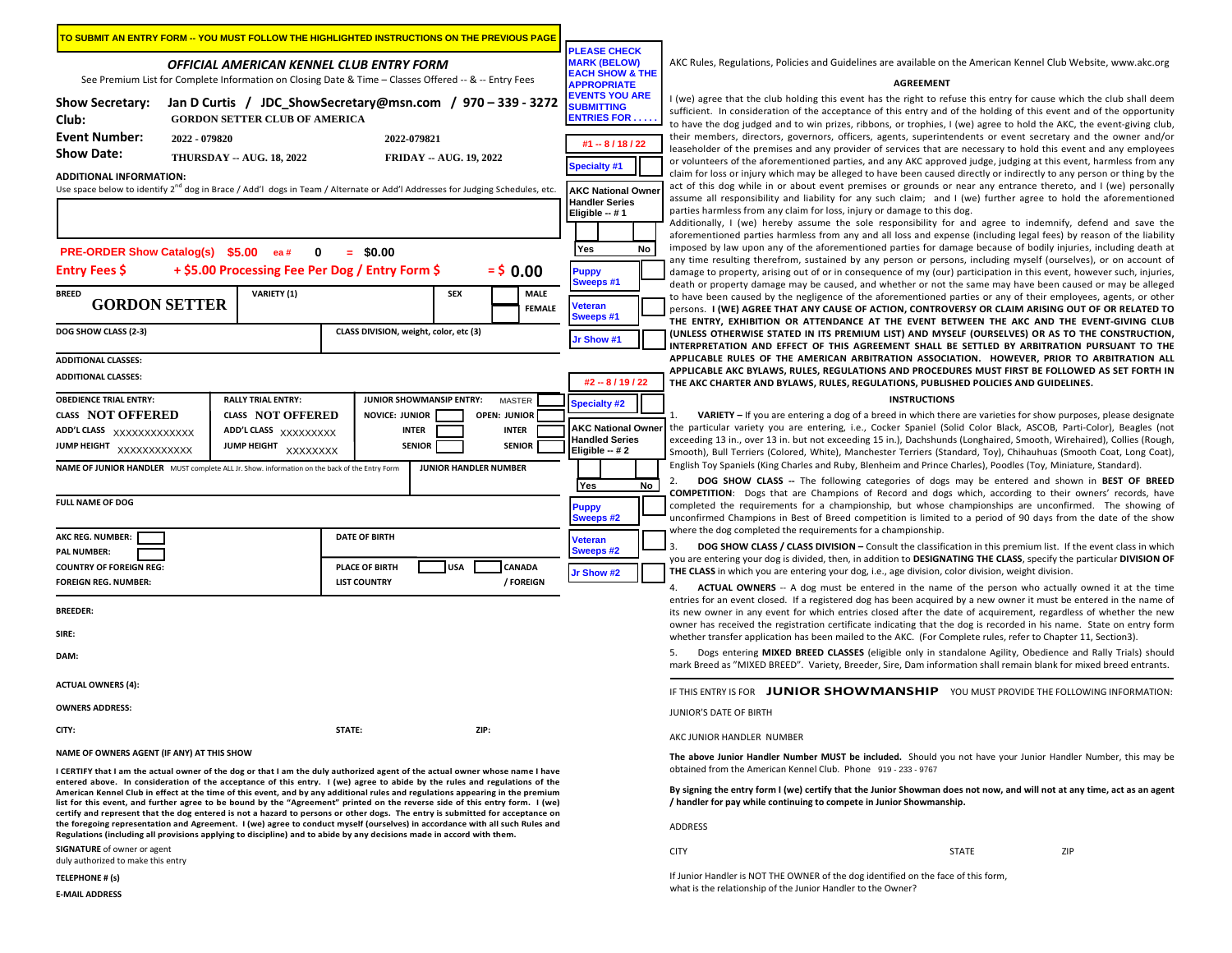**TO SUBMIT AN ENTRY FORM -- YOU MUST FOLLOW THE HIGHLIGHTED INSTRUCTIONS ON THE PREVIOUS PAGE**

## *OFFICIAL AMERICAN KENNEL CLUB ENTRY FORM*

See Premium List for Complete Information on Closing Date & Time – Classes Offered -- & -- Entry Fees

**Show Secretary:** Jan D Curtis / JDC_ShowSecretary@msn.com / 970 – 339 - 3272

**Club:** GORDON SETTER CLUB OF AMERICA

| | | |
|---|---|---|
| **Event Number:** | 2022 - 079820 | 2022-079821 |
| **Show Date:** | THURSDAY -- AUG. 18, 2022 | FRIDAY -- AUG. 19, 2022 |

**ADDITIONAL INFORMATION:**

Use space below to identify 2nd dog in Brace / Add'l dogs in Team / Alternate or Add'l Addresses for Judging Schedules, etc.

**PRE-ORDER Show Catalog(s) $5.00 ea # 0 = $0.00**

**Entry Fees $ + $5.00 Processing Fee Per Dog / Entry Form $ = $ 0.00**

**BREED:** GORDON SETTER | **VARIETY (1)** | **SEX** MALE / FEMALE

**DOG SHOW CLASS (2-3)** | **CLASS DIVISION, weight, color, etc (3)**

**ADDITIONAL CLASSES:**

**ADDITIONAL CLASSES:**

| OBEDIENCE TRIAL ENTRY: | RALLY TRIAL ENTRY: | JUNIOR SHOWMANSIP ENTRY: | MASTER |
|---|---|---|---|
| CLASS NOT OFFERED | CLASS NOT OFFERED | NOVICE: JUNIOR | OPEN: JUNIOR |
| ADD'L CLASS XXXXXXXXXXXX | ADD'L CLASS XXXXXXXXX | INTER | INTER |
| JUMP HEIGHT XXXXXXXXXXX | JUMP HEIGHT XXXXXXX | SENIOR | SENIOR |

**NAME OF JUNIOR HANDLER** MUST complete ALL Jr. Show. information on the back of the Entry Form | **JUNIOR HANDLER NUMBER**

**FULL NAME OF DOG**

**AKC REG. NUMBER:** | **DATE OF BIRTH**

**PAL NUMBER:**

**COUNTRY OF FOREIGN REG:** | **PLACE OF BIRTH** USA / CANADA

**FOREIGN REG. NUMBER:** | **LIST COUNTRY** / FOREIGN

**BREEDER:**

**SIRE:**

**DAM:**

**ACTUAL OWNERS (4):**

**OWNERS ADDRESS:**

**CITY:** **STATE:** **ZIP:**

**NAME OF OWNERS AGENT (IF ANY) AT THIS SHOW**

**I CERTIFY that I am the actual owner of the dog or that I am the duly authorized agent of the actual owner whose name I have entered above. In consideration of the acceptance of this entry. I (we) agree to abide by the rules and regulations of the American Kennel Club in effect at the time of this event, and by any additional rules and regulations appearing in the premium list for this event, and further agree to be bound by the "Agreement" printed on the reverse side of this entry form. I (we) certify and represent that the dog entered is not a hazard to persons or other dogs. The entry is submitted for acceptance on the foregoing representation and Agreement. I (we) agree to conduct myself (ourselves) in accordance with all such Rules and Regulations (including all provisions applying to discipline) and to abide by any decisions made in accord with them.**

**SIGNATURE** of owner or agent duly authorized to make this entry

**TELEPHONE # (s)**

**E-MAIL ADDRESS**

---

**PLEASE CHECK MARK (BELOW) EACH SHOW & THE APPROPRIATE EVENTS YOU ARE SUBMITTING ENTRIES FOR . . . . .**

**#1 -- 8 / 18 / 22**

- Specialty #1
- AKC National Owner Handler Series Eligible -- # 1 (Yes / No)
- Puppy Sweeps #1
- Veteran Sweeps #1
- Jr Show #1

**#2 -- 8 / 19 / 22**

- Specialty #2
- AKC National Owner Handled Series Eligible -- # 2 (Yes / No)
- Puppy Sweeps #2
- Veteran Sweeps #2
- Jr Show #2

---

AKC Rules, Regulations, Policies and Guidelines are available on the American Kennel Club Website, www.akc.org

### AGREEMENT

I (we) agree that the club holding this event has the right to refuse this entry for cause which the club shall deem sufficient. In consideration of the acceptance of this entry and of the holding of this event and of the opportunity to have the dog judged and to win prizes, ribbons, or trophies, I (we) agree to hold the AKC, the event-giving club, their members, directors, governors, officers, agents, superintendents or event secretary and the owner and/or leaseholder of the premises and any provider of services that are necessary to hold this event and any employees or volunteers of the aforementioned parties, and any AKC approved judge, judging at this event, harmless from any claim for loss or injury which may be alleged to have been caused directly or indirectly to any person or thing by the act of this dog while in or about event premises or grounds or near any entrance thereto, and I (we) personally assume all responsibility and liability for any such claim; and I (we) further agree to hold the aforementioned parties harmless from any claim for loss, injury or damage to this dog.

Additionally, I (we) hereby assume the sole responsibility for and agree to indemnify, defend and save the aforementioned parties harmless from any and all loss and expense (including legal fees) by reason of the liability imposed by law upon any of the aforementioned parties for damage because of bodily injuries, including death at any time resulting therefrom, sustained by any person or persons, including myself (ourselves), or on account of damage to property, arising out of or in consequence of my (our) participation in this event, however such, injuries, death or property damage may be caused, and whether or not the same may have been caused or may be alleged to have been caused by the negligence of the aforementioned parties or any of their employees, agents, or other persons. **I (WE) AGREE THAT ANY CAUSE OF ACTION, CONTROVERSY OR CLAIM ARISING OUT OF OR RELATED TO THE ENTRY, EXHIBITION OR ATTENDANCE AT THE EVENT BETWEEN THE AKC AND THE EVENT-GIVING CLUB (UNLESS OTHERWISE STATED IN ITS PREMIUM LIST) AND MYSELF (OURSELVES) OR AS TO THE CONSTRUCTION, INTERPRETATION AND EFFECT OF THIS AGREEMENT SHALL BE SETTLED BY ARBITRATION PURSUANT TO THE APPLICABLE RULES OF THE AMERICAN ARBITRATION ASSOCIATION. HOWEVER, PRIOR TO ARBITRATION ALL APPLICABLE AKC BYLAWS, RULES, REGULATIONS AND PROCEDURES MUST FIRST BE FOLLOWED AS SET FORTH IN THE AKC CHARTER AND BYLAWS, RULES, REGULATIONS, PUBLISHED POLICIES AND GUIDELINES.**

### INSTRUCTIONS

1. **VARIETY –** If you are entering a dog of a breed in which there are varieties for show purposes, please designate the particular variety you are entering, i.e., Cocker Spaniel (Solid Color Black, ASCOB, Parti-Color), Beagles (not exceeding 13 in., over 13 in. but not exceeding 15 in.), Dachshunds (Longhaired, Smooth, Wirehaired), Collies (Rough, Smooth), Bull Terriers (Colored, White), Manchester Terriers (Standard, Toy), Chihuahuas (Smooth Coat, Long Coat), English Toy Spaniels (King Charles and Ruby, Blenheim and Prince Charles), Poodles (Toy, Miniature, Standard).

2. **DOG SHOW CLASS --** The following categories of dogs may be entered and shown in **BEST OF BREED COMPETITION**: Dogs that are Champions of Record and dogs which, according to their owners' records, have completed the requirements for a championship, but whose championships are unconfirmed. The showing of unconfirmed Champions in Best of Breed competition is limited to a period of 90 days from the date of the show where the dog completed the requirements for a championship.

3. **DOG SHOW CLASS / CLASS DIVISION –** Consult the classification in this premium list. If the event class in which you are entering your dog is divided, then, in addition to **DESIGNATING THE CLASS**, specify the particular **DIVISION OF THE CLASS** in which you are entering your dog, i.e., age division, color division, weight division.

4. **ACTUAL OWNERS** -- A dog must be entered in the name of the person who actually owned it at the time entries for an event closed. If a registered dog has been acquired by a new owner it must be entered in the name of its new owner in any event for which entries closed after the date of acquirement, regardless of whether the new owner has received the registration certificate indicating that the dog is recorded in his name. State on entry form whether transfer application has been mailed to the AKC. (For Complete rules, refer to Chapter 11, Section3).

5. Dogs entering **MIXED BREED CLASSES** (eligible only in standalone Agility, Obedience and Rally Trials) should mark Breed as "MIXED BREED". Variety, Breeder, Sire, Dam information shall remain blank for mixed breed entrants.

---

IF THIS ENTRY IS FOR **JUNIOR SHOWMANSHIP** YOU MUST PROVIDE THE FOLLOWING INFORMATION:

JUNIOR'S DATE OF BIRTH

AKC JUNIOR HANDLER NUMBER

**The above Junior Handler Number MUST be included.** Should you not have your Junior Handler Number, this may be obtained from the American Kennel Club. Phone 919 - 233 - 9767

**By signing the entry form I (we) certify that the Junior Showman does not now, and will not at any time, act as an agent / handler for pay while continuing to compete in Junior Showmanship.**

ADDRESS

CITY STATE ZIP

If Junior Handler is NOT THE OWNER of the dog identified on the face of this form, what is the relationship of the Junior Handler to the Owner?